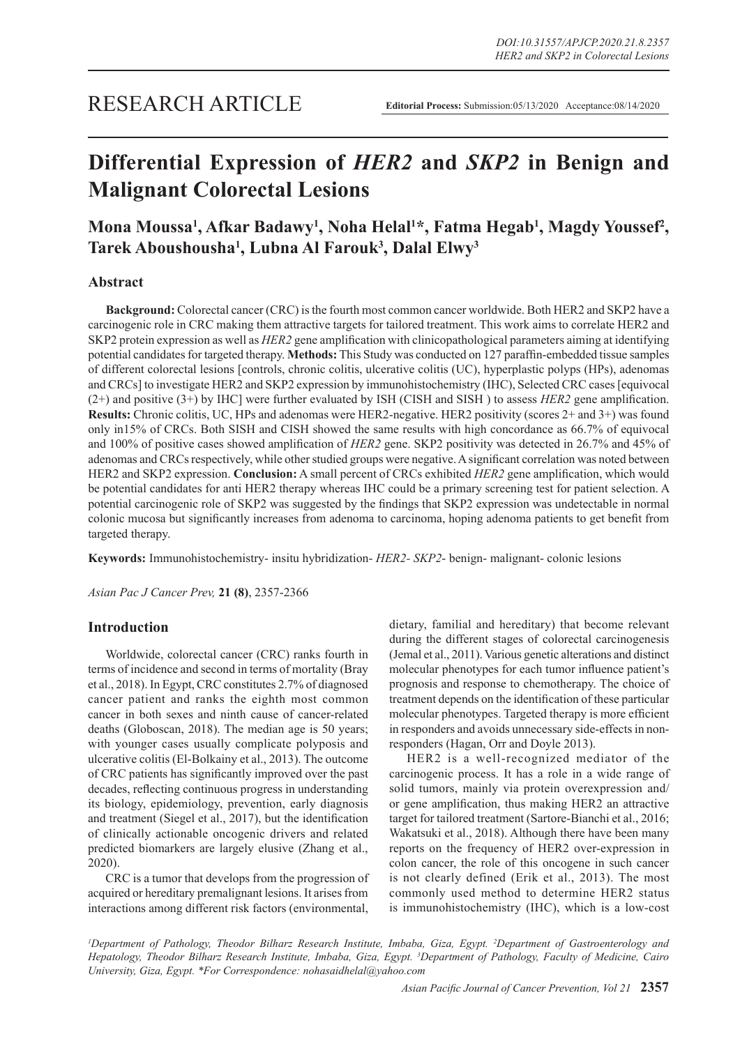RESEARCH ARTICLE

**Editorial Process:** Submission:05/13/2020 Acceptance:08/14/2020

# Differential Expression of *HER2* and *SKP2* in Benign and Malignant Colorectal Lesions

**Mona Moussa[1], Afkar Badawy[1], Noha Helal[1]*, Fatma Hegab[1], Magdy Youssef[2], Tarek Aboushousha[1], Lubna Al Farouk[3], Dalal Elwy[3]**

## Abstract

**Background:** Colorectal cancer (CRC) is the fourth most common cancer worldwide. Both HER2 and SKP2 have a carcinogenic role in CRC making them attractive targets for tailored treatment. This work aims to correlate HER2 and SKP2 protein expression as well as *HER2* gene amplification with clinicopathological parameters aiming at identifying potential candidates for targeted therapy. **Methods:** This Study was conducted on 127 paraffin-embedded tissue samples of different colorectal lesions [controls, chronic colitis, ulcerative colitis (UC), hyperplastic polyps (HPs), adenomas and CRCs] to investigate HER2 and SKP2 expression by immunohistochemistry (IHC), Selected CRC cases [equivocal (2+) and positive (3+) by IHC] were further evaluated by ISH (CISH and SISH ) to assess *HER2* gene amplification. **Results:** Chronic colitis, UC, HPs and adenomas were HER2-negative. HER2 positivity (scores 2+ and 3+) was found only in15% of CRCs. Both SISH and CISH showed the same results with high concordance as 66.7% of equivocal and 100% of positive cases showed amplification of *HER2* gene. SKP2 positivity was detected in 26.7% and 45% of adenomas and CRCs respectively, while other studied groups were negative. A significant correlation was noted between HER2 and SKP2 expression. **Conclusion:** A small percent of CRCs exhibited *HER2* gene amplification, which would be potential candidates for anti HER2 therapy whereas IHC could be a primary screening test for patient selection. A potential carcinogenic role of SKP2 was suggested by the findings that SKP2 expression was undetectable in normal colonic mucosa but significantly increases from adenoma to carcinoma, hoping adenoma patients to get benefit from targeted therapy.

**Keywords:** Immunohistochemistry- insitu hybridization- *HER2*- *SKP2*- benign- malignant- colonic lesions

*Asian Pac J Cancer Prev,* **21 (8)**, 2357-2366

## Introduction

Worldwide, colorectal cancer (CRC) ranks fourth in terms of incidence and second in terms of mortality (Bray et al., 2018). In Egypt, CRC constitutes 2.7% of diagnosed cancer patient and ranks the eighth most common cancer in both sexes and ninth cause of cancer-related deaths (Globoscan, 2018). The median age is 50 years; with younger cases usually complicate polyposis and ulcerative colitis (El-Bolkainy et al., 2013). The outcome of CRC patients has significantly improved over the past decades, reflecting continuous progress in understanding its biology, epidemiology, prevention, early diagnosis and treatment (Siegel et al., 2017), but the identification of clinically actionable oncogenic drivers and related predicted biomarkers are largely elusive (Zhang et al., 2020).

CRC is a tumor that develops from the progression of acquired or hereditary premalignant lesions. It arises from interactions among different risk factors (environmental, dietary, familial and hereditary) that become relevant during the different stages of colorectal carcinogenesis (Jemal et al., 2011). Various genetic alterations and distinct molecular phenotypes for each tumor influence patient's prognosis and response to chemotherapy. The choice of treatment depends on the identification of these particular molecular phenotypes. Targeted therapy is more efficient in responders and avoids unnecessary side-effects in non-responders (Hagan, Orr and Doyle 2013).

HER2 is a well-recognized mediator of the carcinogenic process. It has a role in a wide range of solid tumors, mainly via protein overexpression and/or gene amplification, thus making HER2 an attractive target for tailored treatment (Sartore-Bianchi et al., 2016; Wakatsuki et al., 2018). Although there have been many reports on the frequency of HER2 over-expression in colon cancer, the role of this oncogene in such cancer is not clearly defined (Erik et al., 2013). The most commonly used method to determine HER2 status is immunohistochemistry (IHC), which is a low-cost

[1]Department of Pathology, Theodor Bilharz Research Institute, Imbaba, Giza, Egypt. [2]Department of Gastroenterology and Hepatology, Theodor Bilharz Research Institute, Imbaba, Giza, Egypt. [3]Department of Pathology, Faculty of Medicine, Cairo University, Giza, Egypt. *For Correspondence: nohasaidhelal@yahoo.com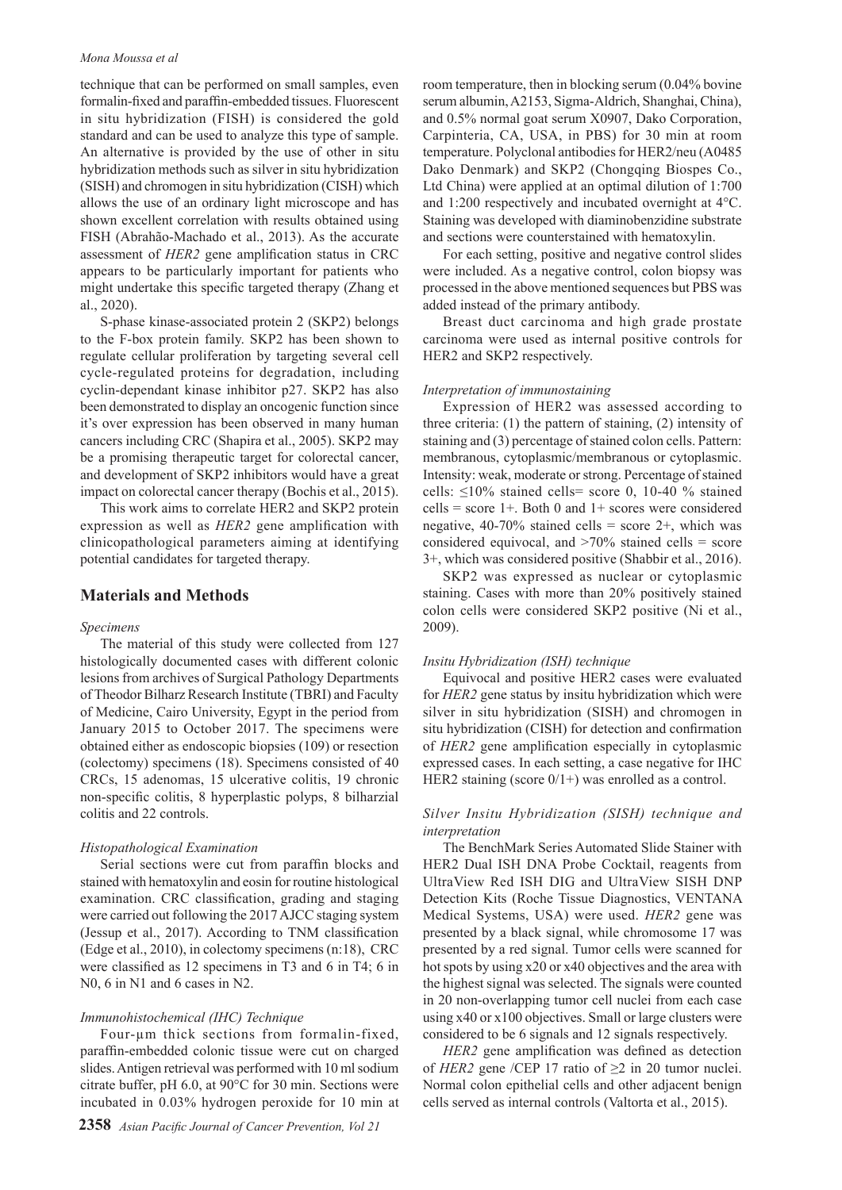technique that can be performed on small samples, even formalin-fixed and paraffin-embedded tissues. Fluorescent in situ hybridization (FISH) is considered the gold standard and can be used to analyze this type of sample. An alternative is provided by the use of other in situ hybridization methods such as silver in situ hybridization (SISH) and chromogen in situ hybridization (CISH) which allows the use of an ordinary light microscope and has shown excellent correlation with results obtained using FISH (Abrahão-Machado et al., 2013). As the accurate assessment of *HER2* gene amplification status in CRC appears to be particularly important for patients who might undertake this specific targeted therapy (Zhang et al., 2020).

S-phase kinase-associated protein 2 (SKP2) belongs to the F-box protein family. SKP2 has been shown to regulate cellular proliferation by targeting several cell cycle-regulated proteins for degradation, including cyclin-dependant kinase inhibitor p27. SKP2 has also been demonstrated to display an oncogenic function since it's over expression has been observed in many human cancers including CRC (Shapira et al., 2005). SKP2 may be a promising therapeutic target for colorectal cancer, and development of SKP2 inhibitors would have a great impact on colorectal cancer therapy (Bochis et al., 2015).

This work aims to correlate HER2 and SKP2 protein expression as well as *HER2* gene amplification with clinicopathological parameters aiming at identifying potential candidates for targeted therapy.

## Materials and Methods

### *Specimens*

The material of this study were collected from 127 histologically documented cases with different colonic lesions from archives of Surgical Pathology Departments of Theodor Bilharz Research Institute (TBRI) and Faculty of Medicine, Cairo University, Egypt in the period from January 2015 to October 2017. The specimens were obtained either as endoscopic biopsies (109) or resection (colectomy) specimens (18). Specimens consisted of 40 CRCs, 15 adenomas, 15 ulcerative colitis, 19 chronic non-specific colitis, 8 hyperplastic polyps, 8 bilharzial colitis and 22 controls.

### *Histopathological Examination*

Serial sections were cut from paraffin blocks and stained with hematoxylin and eosin for routine histological examination. CRC classification, grading and staging were carried out following the 2017 AJCC staging system (Jessup et al., 2017). According to TNM classification (Edge et al., 2010), in colectomy specimens (n:18), CRC were classified as 12 specimens in T3 and 6 in T4; 6 in N0, 6 in N1 and 6 cases in N2.

### *Immunohistochemical (IHC) Technique*

Four-μm thick sections from formalin-fixed, paraffin-embedded colonic tissue were cut on charged slides. Antigen retrieval was performed with 10 ml sodium citrate buffer, pH 6.0, at 90°C for 30 min. Sections were incubated in 0.03% hydrogen peroxide for 10 min at room temperature, then in blocking serum (0.04% bovine serum albumin, A2153, Sigma-Aldrich, Shanghai, China), and 0.5% normal goat serum X0907, Dako Corporation, Carpinteria, CA, USA, in PBS) for 30 min at room temperature. Polyclonal antibodies for HER2/neu (A0485 Dako Denmark) and SKP2 (Chongqing Biospes Co., Ltd China) were applied at an optimal dilution of 1:700 and 1:200 respectively and incubated overnight at 4°C. Staining was developed with diaminobenzidine substrate and sections were counterstained with hematoxylin.

For each setting, positive and negative control slides were included. As a negative control, colon biopsy was processed in the above mentioned sequences but PBS was added instead of the primary antibody.

Breast duct carcinoma and high grade prostate carcinoma were used as internal positive controls for HER2 and SKP2 respectively.

### *Interpretation of immunostaining*

Expression of HER2 was assessed according to three criteria: (1) the pattern of staining, (2) intensity of staining and (3) percentage of stained colon cells. Pattern: membranous, cytoplasmic/membranous or cytoplasmic. Intensity: weak, moderate or strong. Percentage of stained cells: ≤10% stained cells= score 0, 10-40 % stained cells = score 1+. Both 0 and 1+ scores were considered negative, 40-70% stained cells = score 2+, which was considered equivocal, and >70% stained cells = score 3+, which was considered positive (Shabbir et al., 2016).

SKP2 was expressed as nuclear or cytoplasmic staining. Cases with more than 20% positively stained colon cells were considered SKP2 positive (Ni et al., 2009).

### *Insitu Hybridization (ISH) technique*

Equivocal and positive HER2 cases were evaluated for *HER2* gene status by insitu hybridization which were silver in situ hybridization (SISH) and chromogen in situ hybridization (CISH) for detection and confirmation of *HER2* gene amplification especially in cytoplasmic expressed cases. In each setting, a case negative for IHC HER2 staining (score 0/1+) was enrolled as a control.

### *Silver Insitu Hybridization (SISH) technique and interpretation*

The BenchMark Series Automated Slide Stainer with HER2 Dual ISH DNA Probe Cocktail, reagents from UltraView Red ISH DIG and UltraView SISH DNP Detection Kits (Roche Tissue Diagnostics, VENTANA Medical Systems, USA) were used. *HER2* gene was presented by a black signal, while chromosome 17 was presented by a red signal. Tumor cells were scanned for hot spots by using x20 or x40 objectives and the area with the highest signal was selected. The signals were counted in 20 non-overlapping tumor cell nuclei from each case using x40 or x100 objectives. Small or large clusters were considered to be 6 signals and 12 signals respectively.

*HER2* gene amplification was defined as detection of *HER2* gene /CEP 17 ratio of ≥2 in 20 tumor nuclei. Normal colon epithelial cells and other adjacent benign cells served as internal controls (Valtorta et al., 2015).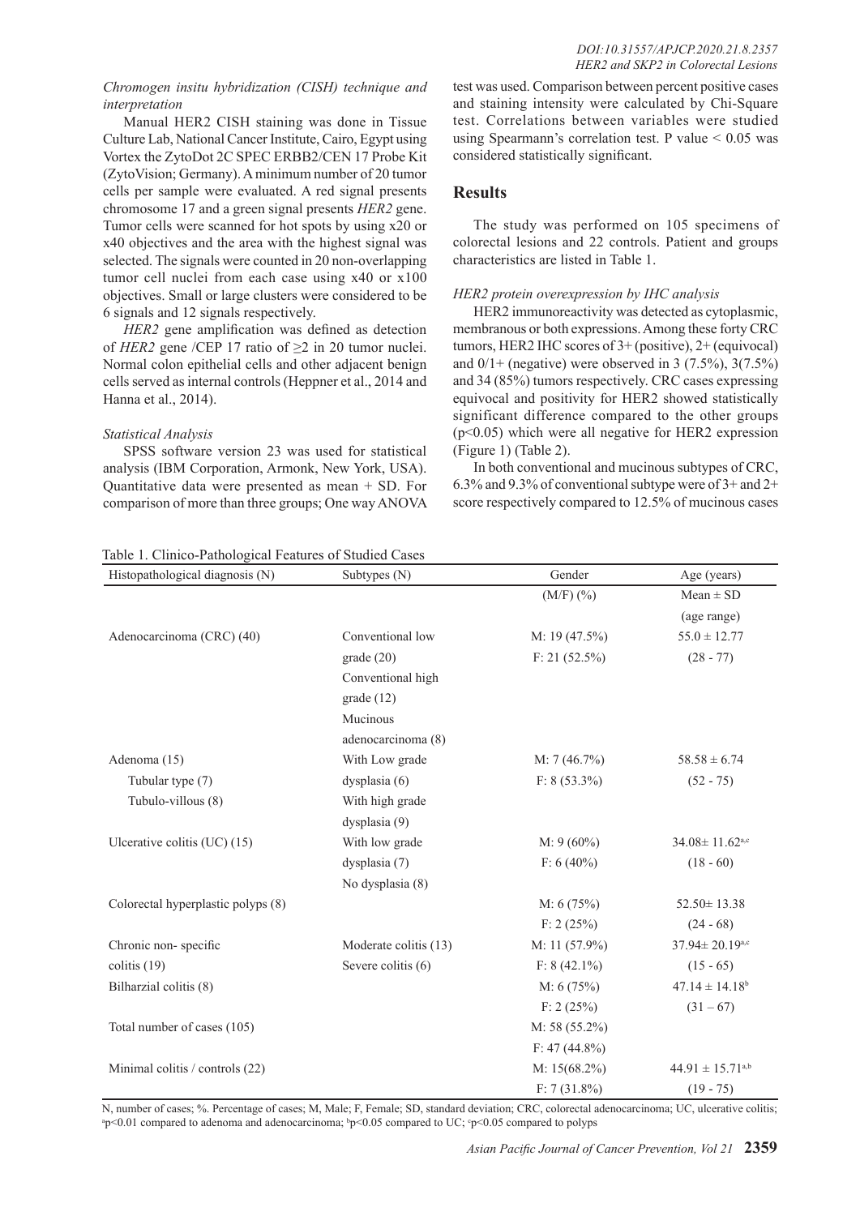*Chromogen insitu hybridization (CISH) technique and interpretation*

Manual HER2 CISH staining was done in Tissue Culture Lab, National Cancer Institute, Cairo, Egypt using Vortex the ZytoDot 2C SPEC ERBB2/CEN 17 Probe Kit (ZytoVision; Germany). A minimum number of 20 tumor cells per sample were evaluated. A red signal presents chromosome 17 and a green signal presents *HER2* gene. Tumor cells were scanned for hot spots by using x20 or x40 objectives and the area with the highest signal was selected. The signals were counted in 20 non-overlapping tumor cell nuclei from each case using x40 or x100 objectives. Small or large clusters were considered to be 6 signals and 12 signals respectively.

*HER2* gene amplification was defined as detection of *HER2* gene /CEP 17 ratio of ≥2 in 20 tumor nuclei. Normal colon epithelial cells and other adjacent benign cells served as internal controls (Heppner et al., 2014 and Hanna et al., 2014).

*Statistical Analysis*

SPSS software version 23 was used for statistical analysis (IBM Corporation, Armonk, New York, USA). Quantitative data were presented as mean + SD. For comparison of more than three groups; One way ANOVA test was used. Comparison between percent positive cases and staining intensity were calculated by Chi-Square test. Correlations between variables were studied using Spearmann's correlation test. P value < 0.05 was considered statistically significant.

## Results

The study was performed on 105 specimens of colorectal lesions and 22 controls. Patient and groups characteristics are listed in Table 1.

*HER2 protein overexpression by IHC analysis*

HER2 immunoreactivity was detected as cytoplasmic, membranous or both expressions. Among these forty CRC tumors, HER2 IHC scores of 3+ (positive), 2+ (equivocal) and 0/1+ (negative) were observed in 3 (7.5%), 3(7.5%) and 34 (85%) tumors respectively. CRC cases expressing equivocal and positivity for HER2 showed statistically significant difference compared to the other groups ($p<0.05$) which were all negative for HER2 expression (Figure 1) (Table 2).

In both conventional and mucinous subtypes of CRC, 6.3% and 9.3% of conventional subtype were of 3+ and 2+ score respectively compared to 12.5% of mucinous cases

Table 1. Clinico-Pathological Features of Studied Cases

| Histopathological diagnosis (N) | Subtypes (N) | Gender (M/F) (%) | Age (years) Mean ± SD (age range) |
|---|---|---|---|
| Adenocarcinoma (CRC) (40) | Conventional low grade (20)<br>Conventional high grade (12)<br>Mucinous adenocarcinoma (8) | M: 19 (47.5%)<br>F: 21 (52.5%) | 55.0 ± 12.77<br>(28 - 77) |
| Adenoma (15)<br>Tubular type (7)<br>Tubulo-villous (8) | With Low grade dysplasia (6)<br>With high grade dysplasia (9) | M: 7 (46.7%)<br>F: 8 (53.3%) | 58.58 ± 6.74<br>(52 - 75) |
| Ulcerative colitis (UC) (15) | With low grade dysplasia (7)<br>No dysplasia (8) | M: 9 (60%)<br>F: 6 (40%) | $34.08 \pm 11.62^{a,c}$<br>(18 - 60) |
| Colorectal hyperplastic polyps (8) | | M: 6 (75%)<br>F: 2 (25%) | 52.50± 13.38<br>(24 - 68) |
| Chronic non- specific colitis (19) | Moderate colitis (13)<br>Severe colitis (6) | M: 11 (57.9%)<br>F: 8 (42.1%) | $37.94 \pm 20.19^{a,c}$<br>(15 - 65) |
| Bilharzial colitis (8) | | M: 6 (75%)<br>F: 2 (25%) | $47.14 \pm 14.18^{b}$<br>(31 – 67) |
| Total number of cases (105) | | M: 58 (55.2%)<br>F: 47 (44.8%) | |
| Minimal colitis / controls (22) | | M: 15(68.2%)<br>F: 7 (31.8%) | $44.91 \pm 15.71^{a,b}$<br>(19 - 75) |

N, number of cases; %. Percentage of cases; M, Male; F, Female; SD, standard deviation; CRC, colorectal adenocarcinoma; UC, ulcerative colitis; [a]p<0.01 compared to adenoma and adenocarcinoma; [b]p<0.05 compared to UC; [c]p<0.05 compared to polyps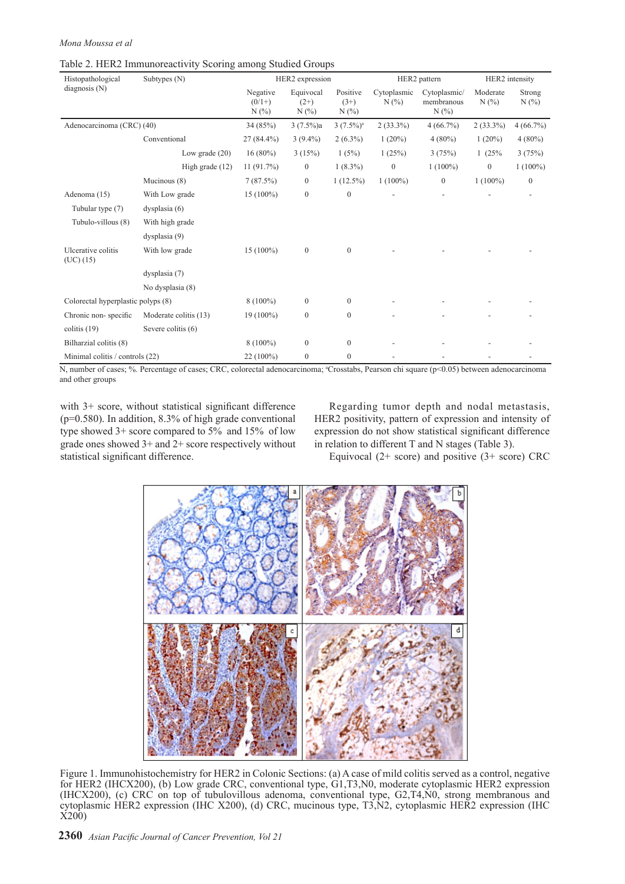Table 2. HER2 Immunoreactivity Scoring among Studied Groups

| Histopathological diagnosis (N) | Subtypes (N) | | HER2 expression | | | HER2 pattern | | HER2 intensity | |
|---|---|---|---|---|---|---|---|---|---|
| | | | Negative (0/1+) N (%) | Equivocal (2+) N (%) | Positive (3+) N (%) | Cytoplasmic N (%) | Cytoplasmic/ membranous N (%) | Moderate N (%) | Strong N (%) |
| Adenocarcinoma (CRC) (40) | | | 34 (85%) | 3 (7.5%)a | 3 (7.5%)[a] | 2 (33.3%) | 4 (66.7%) | 2 (33.3%) | 4 (66.7%) |
| | Conventional | | 27 (84.4%) | 3 (9.4%) | 2 (6.3%) | 1 (20%) | 4 (80%) | 1 (20%) | 4 (80%) |
| | | Low grade (20) | 16 (80%) | 3 (15%) | 1 (5%) | 1 (25%) | 3 (75%) | 1 (25% | 3 (75%) |
| | | High grade (12) | 11 (91.7%) | 0 | 1 (8.3%) | 0 | 1 (100%) | 0 | 1 (100%) |
| | Mucinous (8) | | 7 (87.5%) | 0 | 1 (12.5%) | 1 (100%) | 0 | 1 (100%) | 0 |
| Adenoma (15) | With Low grade | | 15 (100%) | 0 | 0 | - | - | - | - |
| Tubular type (7) | dysplasia (6) | | | | | | | | |
| Tubulo-villous (8) | With high grade | | | | | | | | |
| | dysplasia (9) | | | | | | | | |
| Ulcerative colitis (UC) (15) | With low grade | | 15 (100%) | 0 | 0 | - | - | - | - |
| | dysplasia (7) | | | | | | | | |
| | No dysplasia (8) | | | | | | | | |
| Colorectal hyperplastic polyps (8) | | | 8 (100%) | 0 | 0 | - | - | - | - |
| Chronic non- specific | Moderate colitis (13) | | 19 (100%) | 0 | 0 | - | - | - | - |
| colitis (19) | Severe colitis (6) | | | | | | | | |
| Bilharzial colitis (8) | | | 8 (100%) | 0 | 0 | - | - | - | - |
| Minimal colitis / controls (22) | | | 22 (100%) | 0 | 0 | - | - | - | - |

N, number of cases; %. Percentage of cases; CRC, colorectal adenocarcinoma; [a]Crosstabs, Pearson chi square ($p<0.05$) between adenocarcinoma and other groups

with 3+ score, without statistical significant difference ($p=0.580$). In addition, 8.3% of high grade conventional type showed 3+ score compared to 5% and 15% of low grade ones showed 3+ and 2+ score respectively without statistical significant difference.

Regarding tumor depth and nodal metastasis, HER2 positivity, pattern of expression and intensity of expression do not show statistical significant difference in relation to different T and N stages (Table 3).

Equivocal (2+ score) and positive (3+ score) CRC

Figure 1. Immunohistochemistry for HER2 in Colonic Sections: (a) A case of mild colitis served as a control, negative for HER2 (IHCX200), (b) Low grade CRC, conventional type, G1,T3,N0, moderate cytoplasmic HER2 expression (IHCX200), (c) CRC on top of tubulovillous adenoma, conventional type, G2,T4,N0, strong membranous and cytoplasmic HER2 expression (IHC X200), (d) CRC, mucinous type, T3,N2, cytoplasmic HER2 expression (IHC X200)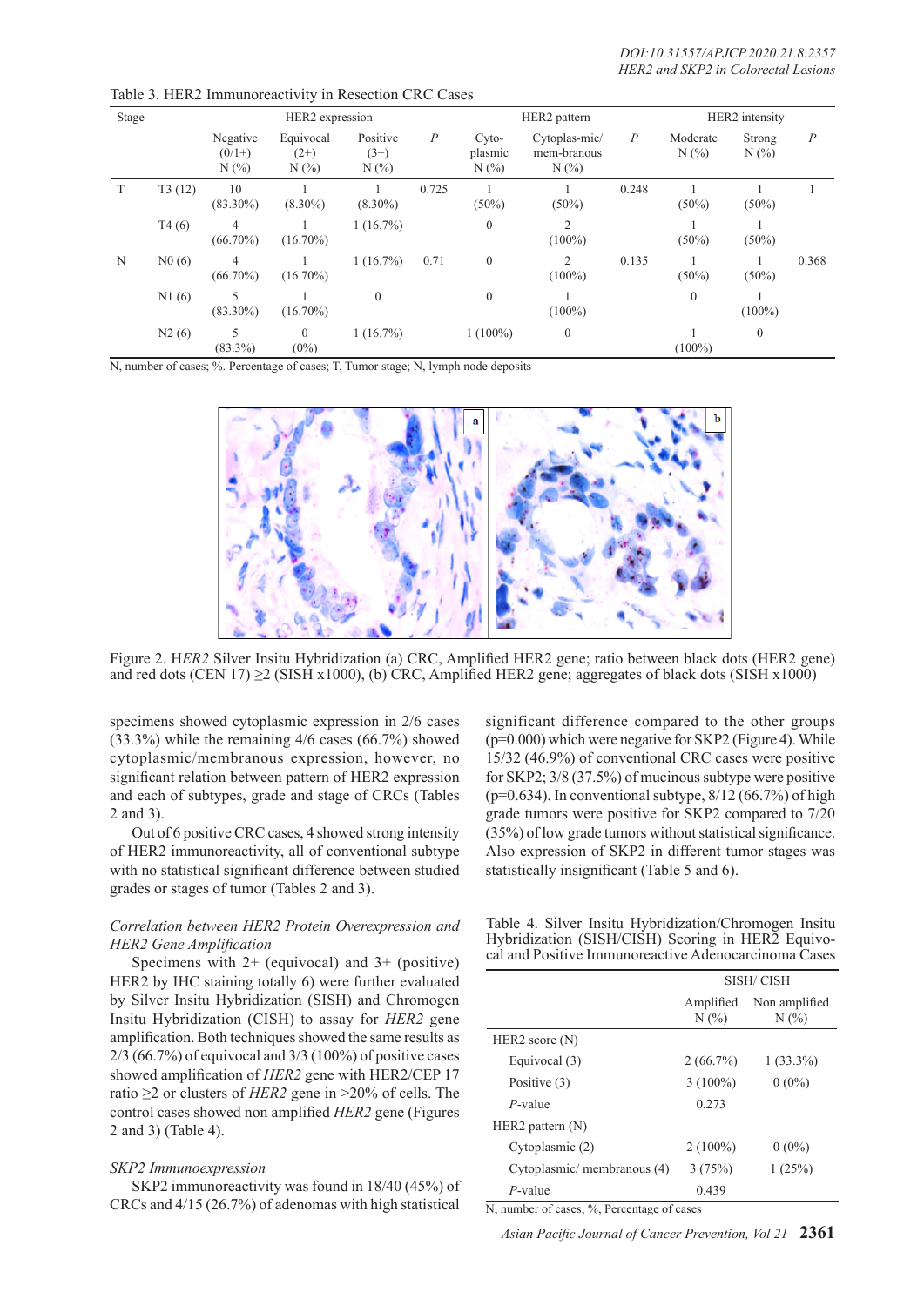Table 3. HER2 Immunoreactivity in Resection CRC Cases

| Stage | | HER2 expression | | | | HER2 pattern | | | HER2 intensity | | |
|---|---|---|---|---|---|---|---|---|---|---|---|
| | | Negative (0/1+) N (%) | Equivocal (2+) N (%) | Positive (3+) N (%) | P | Cyto-plasmic N (%) | Cytoplas-mic/ mem-branous N (%) | P | Moderate N (%) | Strong N (%) | P |
| T | T3 (12) | 10 (83.30%) | 1 (8.30%) | 1 (8.30%) | 0.725 | 1 (50%) | 1 (50%) | 0.248 | 1 (50%) | 1 (50%) | 1 |
| | T4 (6) | 4 (66.70%) | 1 (16.70%) | 1 (16.7%) | | 0 | 2 (100%) | | 1 (50%) | 1 (50%) | |
| N | N0 (6) | 4 (66.70%) | 1 (16.70%) | 1 (16.7%) | 0.71 | 0 | 2 (100%) | 0.135 | 1 (50%) | 1 (50%) | 0.368 |
| | N1 (6) | 5 (83.30%) | 1 (16.70%) | 0 | | 0 | 1 (100%) | | 0 | 1 (100%) | |
| | N2 (6) | 5 (83.3%) | 0 (0%) | 1 (16.7%) | | 1 (100%) | 0 | | 1 (100%) | 0 | |

N, number of cases; %. Percentage of cases; T, Tumor stage; N, lymph node deposits

Figure 2. H*ER2* Silver Insitu Hybridization (a) CRC, Amplified HER2 gene; ratio between black dots (HER2 gene) and red dots (CEN 17) ≥2 (SISH x1000), (b) CRC, Amplified HER2 gene; aggregates of black dots (SISH x1000)

specimens showed cytoplasmic expression in 2/6 cases (33.3%) while the remaining 4/6 cases (66.7%) showed cytoplasmic/membranous expression, however, no significant relation between pattern of HER2 expression and each of subtypes, grade and stage of CRCs (Tables 2 and 3).

Out of 6 positive CRC cases, 4 showed strong intensity of HER2 immunoreactivity, all of conventional subtype with no statistical significant difference between studied grades or stages of tumor (Tables 2 and 3).

*Correlation between HER2 Protein Overexpression and HER2 Gene Amplification*

Specimens with 2+ (equivocal) and 3+ (positive) HER2 by IHC staining totally 6) were further evaluated by Silver Insitu Hybridization (SISH) and Chromogen Insitu Hybridization (CISH) to assay for *HER2* gene amplification. Both techniques showed the same results as 2/3 (66.7%) of equivocal and 3/3 (100%) of positive cases showed amplification of *HER2* gene with HER2/CEP 17 ratio ≥2 or clusters of *HER2* gene in >20% of cells. The control cases showed non amplified *HER2* gene (Figures 2 and 3) (Table 4).

*SKP2 Immunoexpression*

SKP2 immunoreactivity was found in 18/40 (45%) of CRCs and 4/15 (26.7%) of adenomas with high statistical significant difference compared to the other groups (p=0.000) which were negative for SKP2 (Figure 4). While 15/32 (46.9%) of conventional CRC cases were positive for SKP2; 3/8 (37.5%) of mucinous subtype were positive (p=0.634). In conventional subtype, 8/12 (66.7%) of high grade tumors were positive for SKP2 compared to 7/20 (35%) of low grade tumors without statistical significance. Also expression of SKP2 in different tumor stages was statistically insignificant (Table 5 and 6).

Table 4. Silver Insitu Hybridization/Chromogen Insitu Hybridization (SISH/CISH) Scoring in HER2 Equivocal and Positive Immunoreactive Adenocarcinoma Cases

| | SISH/ CISH | |
|---|---|---|
| | Amplified N (%) | Non amplified N (%) |
| HER2 score (N) | | |
| Equivocal (3) | 2 (66.7%) | 1 (33.3%) |
| Positive (3) | 3 (100%) | 0 (0%) |
| *P*-value | 0.273 | |
| HER2 pattern (N) | | |
| Cytoplasmic (2) | 2 (100%) | 0 (0%) |
| Cytoplasmic/ membranous (4) | 3 (75%) | 1 (25%) |
| *P*-value | 0.439 | |

N, number of cases; %, Percentage of cases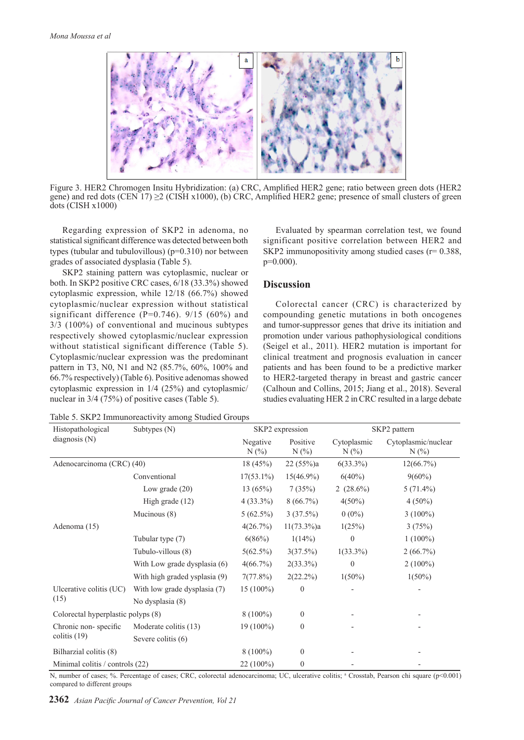Figure 3. HER2 Chromogen Insitu Hybridization: (a) CRC, Amplified HER2 gene; ratio between green dots (HER2 gene) and red dots (CEN 17) ≥2 (CISH x1000), (b) CRC, Amplified HER2 gene; presence of small clusters of green dots (CISH x1000)

Regarding expression of SKP2 in adenoma, no statistical significant difference was detected between both types (tubular and tubulovillous) (p=0.310) nor between grades of associated dysplasia (Table 5).

SKP2 staining pattern was cytoplasmic, nuclear or both. In SKP2 positive CRC cases, 6/18 (33.3%) showed cytoplasmic expression, while 12/18 (66.7%) showed cytoplasmic/nuclear expression without statistical significant difference (P=0.746). 9/15 (60%) and 3/3 (100%) of conventional and mucinous subtypes respectively showed cytoplasmic/nuclear expression without statistical significant difference (Table 5). Cytoplasmic/nuclear expression was the predominant pattern in T3, N0, N1 and N2 (85.7%, 60%, 100% and 66.7% respectively) (Table 6). Positive adenomas showed cytoplasmic expression in 1/4 (25%) and cytoplasmic/nuclear in 3/4 (75%) of positive cases (Table 5).

Evaluated by spearman correlation test, we found significant positive correlation between HER2 and SKP2 immunopositivity among studied cases (r= 0.388, p=0.000).

## Discussion

Colorectal cancer (CRC) is characterized by compounding genetic mutations in both oncogenes and tumor-suppressor genes that drive its initiation and promotion under various pathophysiological conditions (Seigel et al., 2011). HER2 mutation is important for clinical treatment and prognosis evaluation in cancer patients and has been found to be a predictive marker to HER2-targeted therapy in breast and gastric cancer (Calhoun and Collins, 2015; Jiang et al., 2018). Several studies evaluating HER 2 in CRC resulted in a large debate

Table 5. SKP2 Immunoreactivity among Studied Groups

| Histopathological diagnosis (N) | Subtypes (N) | SKP2 expression | | SKP2 pattern | |
|---|---|---|---|---|---|
| | | Negative N (%) | Positive N (%) | Cytoplasmic N (%) | Cytoplasmic/nuclear N (%) |
| Adenocarcinoma (CRC) (40) | | 18 (45%) | 22 (55%)a | 6(33.3%) | 12(66.7%) |
| | Conventional | 17(53.1%) | 15(46.9%) | 6(40%) | 9(60%) |
| | Low grade (20) | 13 (65%) | 7 (35%) | 2 (28.6%) | 5 (71.4%) |
| | High grade (12) | 4 (33.3%) | 8 (66.7%) | 4(50%) | 4 (50%) |
| | Mucinous (8) | 5 (62.5%) | 3 (37.5%) | 0 (0%) | 3 (100%) |
| Adenoma (15) | | 4(26.7%) | 11(73.3%)a | 1(25%) | 3 (75%) |
| | Tubular type (7) | 6(86%) | 1(14%) | 0 | 1 (100%) |
| | Tubulo-villous (8) | 5(62.5%) | 3(37.5%) | 1(33.3%) | 2 (66.7%) |
| | With Low grade dysplasia (6) | 4(66.7%) | 2(33.3%) | 0 | 2 (100%) |
| | With high graded ysplasia (9) | 7(77.8%) | 2(22.2%) | 1(50%) | 1(50%) |
| Ulcerative colitis (UC) (15) | With low grade dysplasia (7) | 15 (100%) | 0 | - | - |
| | No dysplasia (8) | | | | |
| Colorectal hyperplastic polyps (8) | | 8 (100%) | 0 | - | - |
| Chronic non- specific colitis (19) | Moderate colitis (13) | 19 (100%) | 0 | - | - |
| | Severe colitis (6) | | | | |
| Bilharzial colitis (8) | | 8 (100%) | 0 | - | - |
| Minimal colitis / controls (22) | | 22 (100%) | 0 | - | - |

N, number of cases; %. Percentage of cases; CRC, colorectal adenocarcinoma; UC, ulcerative colitis; a Crosstab, Pearson chi square (p<0.001) compared to different groups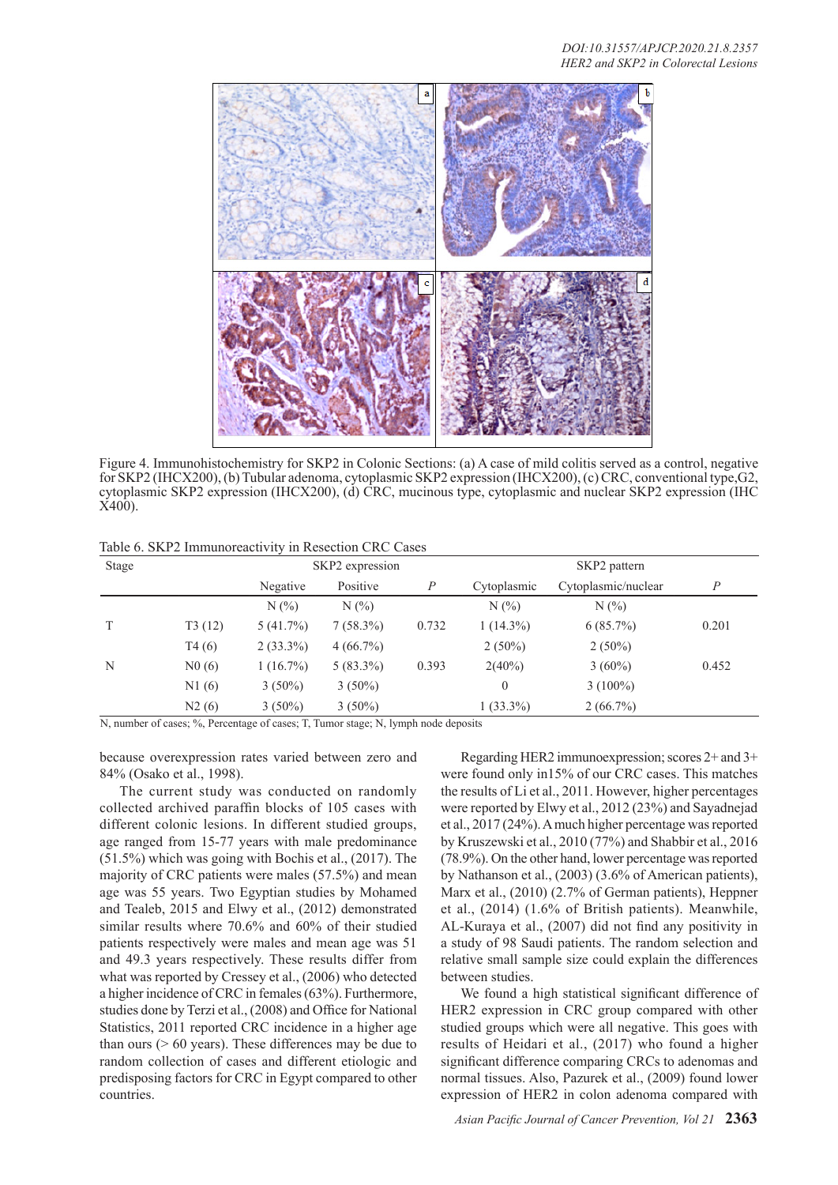Figure 4. Immunohistochemistry for SKP2 in Colonic Sections: (a) A case of mild colitis served as a control, negative for SKP2 (IHCX200), (b) Tubular adenoma, cytoplasmic SKP2 expression (IHCX200), (c) CRC, conventional type,G2, cytoplasmic SKP2 expression (IHCX200), (d) CRC, mucinous type, cytoplasmic and nuclear SKP2 expression (IHC X400).

Table 6. SKP2 Immunoreactivity in Resection CRC Cases

| Stage | | SKP2 expression | | | SKP2 pattern | | |
|---|---|---|---|---|---|---|---|
| | | Negative | Positive | *P* | Cytoplasmic | Cytoplasmic/nuclear | *P* |
| | | N (%) | N (%) | | N (%) | N (%) | |
| T | T3 (12) | 5 (41.7%) | 7 (58.3%) | 0.732 | 1 (14.3%) | 6 (85.7%) | 0.201 |
| | T4 (6) | 2 (33.3%) | 4 (66.7%) | | 2 (50%) | 2 (50%) | |
| N | N0 (6) | 1 (16.7%) | 5 (83.3%) | 0.393 | 2(40%) | 3 (60%) | 0.452 |
| | N1 (6) | 3 (50%) | 3 (50%) | | 0 | 3 (100%) | |
| | N2 (6) | 3 (50%) | 3 (50%) | | 1 (33.3%) | 2 (66.7%) | |

N, number of cases; %, Percentage of cases; T, Tumor stage; N, lymph node deposits

because overexpression rates varied between zero and 84% (Osako et al., 1998).

The current study was conducted on randomly collected archived paraffin blocks of 105 cases with different colonic lesions. In different studied groups, age ranged from 15-77 years with male predominance (51.5%) which was going with Bochis et al., (2017). The majority of CRC patients were males (57.5%) and mean age was 55 years. Two Egyptian studies by Mohamed and Tealeb, 2015 and Elwy et al., (2012) demonstrated similar results where 70.6% and 60% of their studied patients respectively were males and mean age was 51 and 49.3 years respectively. These results differ from what was reported by Cressey et al., (2006) who detected a higher incidence of CRC in females (63%). Furthermore, studies done by Terzi et al., (2008) and Office for National Statistics, 2011 reported CRC incidence in a higher age than ours (> 60 years). These differences may be due to random collection of cases and different etiologic and predisposing factors for CRC in Egypt compared to other countries.

Regarding HER2 immunoexpression; scores 2+ and 3+ were found only in15% of our CRC cases. This matches the results of Li et al., 2011. However, higher percentages were reported by Elwy et al., 2012 (23%) and Sayadnejad et al., 2017 (24%). A much higher percentage was reported by Kruszewski et al., 2010 (77%) and Shabbir et al., 2016 (78.9%). On the other hand, lower percentage was reported by Nathanson et al., (2003) (3.6% of American patients), Marx et al., (2010) (2.7% of German patients), Heppner et al., (2014) (1.6% of British patients). Meanwhile, AL-Kuraya et al., (2007) did not find any positivity in a study of 98 Saudi patients. The random selection and relative small sample size could explain the differences between studies.

We found a high statistical significant difference of HER2 expression in CRC group compared with other studied groups which were all negative. This goes with results of Heidari et al., (2017) who found a higher significant difference comparing CRCs to adenomas and normal tissues. Also, Pazurek et al., (2009) found lower expression of HER2 in colon adenoma compared with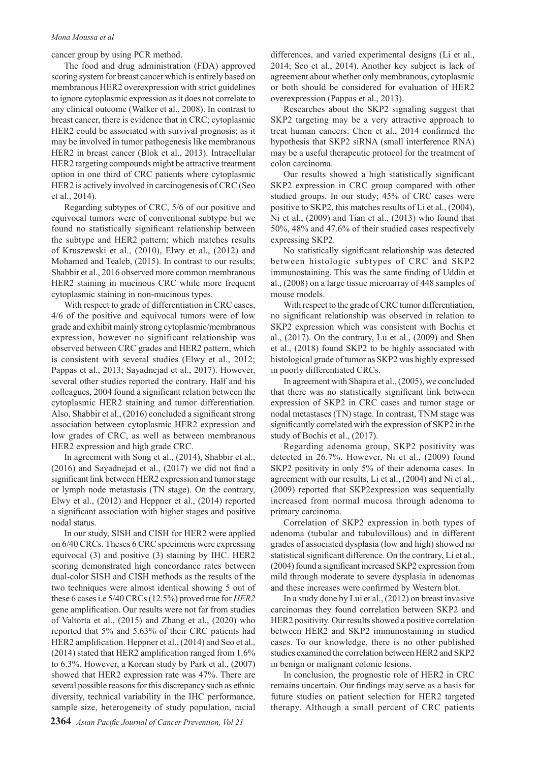cancer group by using PCR method.

The food and drug administration (FDA) approved scoring system for breast cancer which is entirely based on membranous HER2 overexpression with strict guidelines to ignore cytoplasmic expression as it does not correlate to any clinical outcome (Walker et al., 2008). In contrast to breast cancer, there is evidence that in CRC; cytoplasmic HER2 could be associated with survival prognosis; as it may be involved in tumor pathogenesis like membranous HER2 in breast cancer (Blok et al., 2013). Intracellular HER2 targeting compounds might be attractive treatment option in one third of CRC patients where cytoplasmic HER2 is actively involved in carcinogenesis of CRC (Seo et al., 2014).

Regarding subtypes of CRC, 5/6 of our positive and equivocal tumors were of conventional subtype but we found no statistically significant relationship between the subtype and HER2 pattern; which matches results of Kruszewski et al., (2010), Elwy et al., (2012) and Mohamed and Tealeb, (2015). In contrast to our results; Shabbir et al., 2016 observed more common membranous HER2 staining in mucinous CRC while more frequent cytoplasmic staining in non-mucinous types.

With respect to grade of differentiation in CRC cases, 4/6 of the positive and equivocal tumors were of low grade and exhibit mainly strong cytoplasmic/membranous expression, however no significant relationship was observed between CRC grades and HER2 pattern, which is consistent with several studies (Elwy et al., 2012; Pappas et al., 2013; Sayadnejad et al., 2017). However, several other studies reported the contrary. Half and his colleagues, 2004 found a significant relation between the cytoplasmic HER2 staining and tumor differentiation. Also, Shabbir et al., (2016) concluded a significant strong association between cytoplasmic HER2 expression and low grades of CRC, as well as between membranous HER2 expression and high grade CRC.

In agreement with Song et al., (2014), Shabbir et al., (2016) and Sayadnejad et al., (2017) we did not find a significant link between HER2 expression and tumor stage or lymph node metastasis (TN stage). On the contrary, Elwy et al., (2012) and Heppner et al., (2014) reported a significant association with higher stages and positive nodal status.

In our study, SISH and CISH for HER2 were applied on 6/40 CRCs. Theses 6 CRC specimens were expressing equivocal (3) and positive (3) staining by IHC. HER2 scoring demonstrated high concordance rates between dual-color SISH and CISH methods as the results of the two techniques were almost identical showing 5 out of these 6 cases i.e 5/40 CRCs (12.5%) proved true for *HER2* gene amplification. Our results were not far from studies of Valtorta et al., (2015) and Zhang et al., (2020) who reported that 5% and 5.63% of their CRC patients had HER2 amplification. Heppner et al., (2014) and Seo et al., (2014) stated that HER2 amplification ranged from 1.6% to 6.3%. However, a Korean study by Park et al., (2007) showed that HER2 expression rate was 47%. There are several possible reasons for this discrepancy such as ethnic diversity, technical variability in the IHC performance, sample size, heterogeneity of study population, racial differences, and varied experimental designs (Li et al., 2014; Seo et al., 2014). Another key subject is lack of agreement about whether only membranous, cytoplasmic or both should be considered for evaluation of HER2 overexpression (Pappas et al., 2013).

Researches about the SKP2 signaling suggest that SKP2 targeting may be a very attractive approach to treat human cancers. Chen et al., 2014 confirmed the hypothesis that SKP2 siRNA (small interference RNA) may be a useful therapeutic protocol for the treatment of colon carcinoma.

Our results showed a high statistically significant SKP2 expression in CRC group compared with other studied groups. In our study; 45% of CRC cases were positive to SKP2, this matches results of Li et al., (2004), Ni et al., (2009) and Tian et al., (2013) who found that 50%, 48% and 47.6% of their studied cases respectively expressing SKP2.

No statistically significant relationship was detected between histologic subtypes of CRC and SKP2 immunostaining. This was the same finding of Uddin et al., (2008) on a large tissue microarray of 448 samples of mouse models.

With respect to the grade of CRC tumor differentiation, no significant relationship was observed in relation to SKP2 expression which was consistent with Bochis et al., (2017). On the contrary, Lu et al., (2009) and Shen et al., (2018) found SKP2 to be highly associated with histological grade of tumor as SKP2 was highly expressed in poorly differentiated CRCs.

In agreement with Shapira et al., (2005), we concluded that there was no statistically significant link between expression of SKP2 in CRC cases and tumor stage or nodal metastases (TN) stage. In contrast, TNM stage was significantly correlated with the expression of SKP2 in the study of Bochis et al., (2017).

Regarding adenoma group, SKP2 positivity was detected in 26.7%. However, Ni et al., (2009) found SKP2 positivity in only 5% of their adenoma cases. In agreement with our results, Li et al., (2004) and Ni et al., (2009) reported that SKP2expression was sequentially increased from normal mucosa through adenoma to primary carcinoma.

Correlation of SKP2 expression in both types of adenoma (tubular and tubulovillous) and in different grades of associated dysplasia (low and high) showed no statistical significant difference. On the contrary, Li et al., (2004) found a significant increased SKP2 expression from mild through moderate to severe dysplasia in adenomas and these increases were confirmed by Western blot.

In a study done by Lui et al., (2012) on breast invasive carcinomas they found correlation between SKP2 and HER2 positivity. Our results showed a positive correlation between HER2 and SKP2 immunostaining in studied cases. To our knowledge, there is no other published studies examined the correlation between HER2 and SKP2 in benign or malignant colonic lesions.

In conclusion, the prognostic role of HER2 in CRC remains uncertain. Our findings may serve as a basis for future studies on patient selection for HER2 targeted therapy. Although a small percent of CRC patients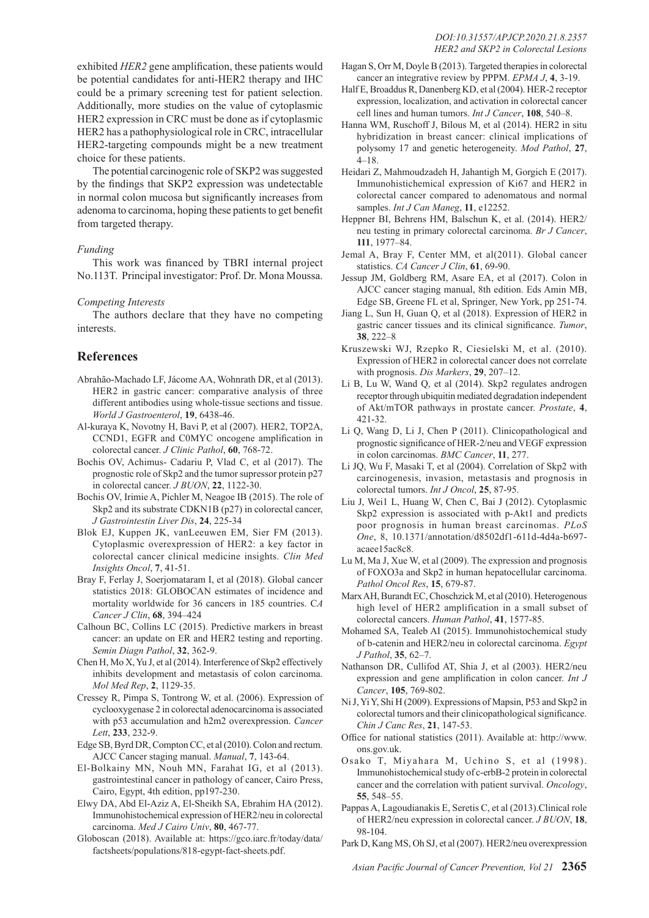exhibited *HER2* gene amplification, these patients would be potential candidates for anti-HER2 therapy and IHC could be a primary screening test for patient selection. Additionally, more studies on the value of cytoplasmic HER2 expression in CRC must be done as if cytoplasmic HER2 has a pathophysiological role in CRC, intracellular HER2-targeting compounds might be a new treatment choice for these patients.

The potential carcinogenic role of SKP2 was suggested by the findings that SKP2 expression was undetectable in normal colon mucosa but significantly increases from adenoma to carcinoma, hoping these patients to get benefit from targeted therapy.

*Funding*

This work was financed by TBRI internal project No.113T. Principal investigator: Prof. Dr. Mona Moussa.

*Competing Interests*

The authors declare that they have no competing interests.

## References

Abrahão-Machado LF, Jácome AA, Wohnrath DR, et al (2013). HER2 in gastric cancer: comparative analysis of three different antibodies using whole-tissue sections and tissue. *World J Gastroenterol*, **19**, 6438-46.

Al-kuraya K, Novotny H, Bavi P, et al (2007). HER2, TOP2A, CCND1, EGFR and C0MYC oncogene amplification in colorectal cancer. *J Clinic Pathol*, **60**, 768-72.

Bochis OV, Achimus- Cadariu P, Vlad C, et al (2017). The prognostic role of Skp2 and the tumor supressor protein p27 in colorectal cancer. *J BUON*, **22**, 1122-30.

Bochis OV, Irimie A, Pichler M, Neagoe IB (2015). The role of Skp2 and its substrate CDKN1B (p27) in colorectal cancer, *J Gastrointestin Liver Dis*, **24**, 225-34

Blok EJ, Kuppen JK, vanLeeuwen EM, Sier FM (2013). Cytoplasmic overexpression of HER2: a key factor in colorectal cancer clinical medicine insights. *Clin Med Insights Oncol*, **7**, 41-51.

Bray F, Ferlay J, Soerjomataram I, et al (2018). Global cancer statistics 2018: GLOBOCAN estimates of incidence and mortality worldwide for 36 cancers in 185 countries. C*A Cancer J Clin*, **68**, 394–424

Calhoun BC, Collins LC (2015). Predictive markers in breast cancer: an update on ER and HER2 testing and reporting. *Semin Diagn Pathol*, **32**, 362-9.

Chen H, Mo X, Yu J, et al (2014). Interference of Skp2 effectively inhibits development and metastasis of colon carcinoma. *Mol Med Rep*, **2**, 1129-35.

Cressey R, Pimpa S, Tontrong W, et al. (2006). Expression of cyclooxygenase 2 in colorectal adenocarcinoma is associated with p53 accumulation and h2m2 overexpression. *Cancer Lett*, **233**, 232-9.

Edge SB, Byrd DR, Compton CC, et al (2010). Colon and rectum. AJCC Cancer staging manual. *Manual*, **7**, 143-64.

El-Bolkainy MN, Nouh MN, Farahat IG, et al (2013). gastrointestinal cancer in pathology of cancer, Cairo Press, Cairo, Egypt, 4th edition, pp197-230.

Elwy DA, Abd El-Aziz A, El-Sheikh SA, Ebrahim HA (2012). Immunohistochemical expression of HER2/neu in colorectal carcinoma. *Med J Cairo Univ*, **80**, 467-77.

Globoscan (2018). Available at: https://gco.iarc.fr/today/data/factsheets/populations/818-egypt-fact-sheets.pdf.

Hagan S, Orr M, Doyle B (2013). Targeted therapies in colorectal cancer an integrative review by PPPM. *EPMA J*, **4**, 3-19.

Half E, Broaddus R, Danenberg KD, et al (2004). HER-2 receptor expression, localization, and activation in colorectal cancer cell lines and human tumors. *Int J Cancer*, **108**, 540–8.

Hanna WM, Ruschoff J, Bilous M, et al (2014). HER2 in situ hybridization in breast cancer: clinical implications of polysomy 17 and genetic heterogeneity. *Mod Pathol*, **27**, 4–18.

Heidari Z, Mahmoudzadeh H, Jahantigh M, Gorgich E (2017). Immunohistichemical expression of Ki67 and HER2 in colorectal cancer compared to adenomatous and normal samples. *Int J Can Maneg*, **11**, e12252.

Heppner BI, Behrens HM, Balschun K, et al. (2014). HER2/neu testing in primary colorectal carcinoma. *Br J Cancer*, **111**, 1977–84.

Jemal A, Bray F, Center MM, et al(2011). Global cancer statistics. *CA Cancer J Clin*, **61**, 69-90.

Jessup JM, Goldberg RM, Asare EA, et al (2017). Colon in AJCC cancer staging manual, 8th edition. Eds Amin MB, Edge SB, Greene FL et al, Springer, New York, pp 251-74.

Jiang L, Sun H, Guan Q, et al (2018). Expression of HER2 in gastric cancer tissues and its clinical significance. *Tumor*, **38**, 222–8

Kruszewski WJ, Rzepko R, Ciesielski M, et al. (2010). Expression of HER2 in colorectal cancer does not correlate with prognosis. *Dis Markers*, **29**, 207–12.

Li B, Lu W, Wand Q, et al (2014). Skp2 regulates androgen receptor through ubiquitin mediated degradation independent of Akt/mTOR pathways in prostate cancer. *Prostate*, **4**, 421-32.

Li Q, Wang D, Li J, Chen P (2011). Clinicopathological and prognostic significance of HER-2/neu and VEGF expression in colon carcinomas. *BMC Cancer*, **11**, 277.

Li JQ, Wu F, Masaki T, et al (2004). Correlation of Skp2 with carcinogenesis, invasion, metastasis and prognosis in colorectal tumors. *Int J Oncol*, **25**, 87-95.

Liu J, Wei1 L, Huang W, Chen C, Bai J (2012). Cytoplasmic Skp2 expression is associated with p-Akt1 and predicts poor prognosis in human breast carcinomas. *PLoS One*, 8, 10.1371/annotation/d8502df1-611d-4d4a-b697-acaee15ac8c8.

Lu M, Ma J, Xue W, et al (2009). The expression and prognosis of FOXO3a and Skp2 in human hepatocellular carcinoma. *Pathol Oncol Res*, **15**, 679-87.

Marx AH, Burandt EC, Choschzick M, et al (2010). Heterogenous high level of HER2 amplification in a small subset of colorectal cancers. *Human Pathol*, **41**, 1577-85.

Mohamed SA, Tealeb AI (2015). Immunohistochemical study of b-catenin and HER2/neu in colorectal carcinoma. *Egypt J Pathol*, **35**, 62–7.

Nathanson DR, Cullifod AT, Shia J, et al (2003). HER2/neu expression and gene amplification in colon cancer. *Int J Cancer*, **105**, 769-802.

Ni J, Yi Y, Shi H (2009). Expressions of Mapsin, P53 and Skp2 in colorectal tumors and their clinicopathological significance. *Chin J Canc Res*, **21**, 147-53.

Office for national statistics (2011). Available at: http://www.ons.gov.uk.

Osako T, Miyahara M, Uchino S, et al (1998). Immunohistochemical study of c-erbB-2 protein in colorectal cancer and the correlation with patient survival. *Oncology*, **55**, 548–55.

Pappas A, Lagoudianakis E, Seretis C, et al (2013).Clinical role of HER2/neu expression in colorectal cancer. *J BUON*, **18**, 98-104.

Park D, Kang MS, Oh SJ, et al (2007). HER2/neu overexpression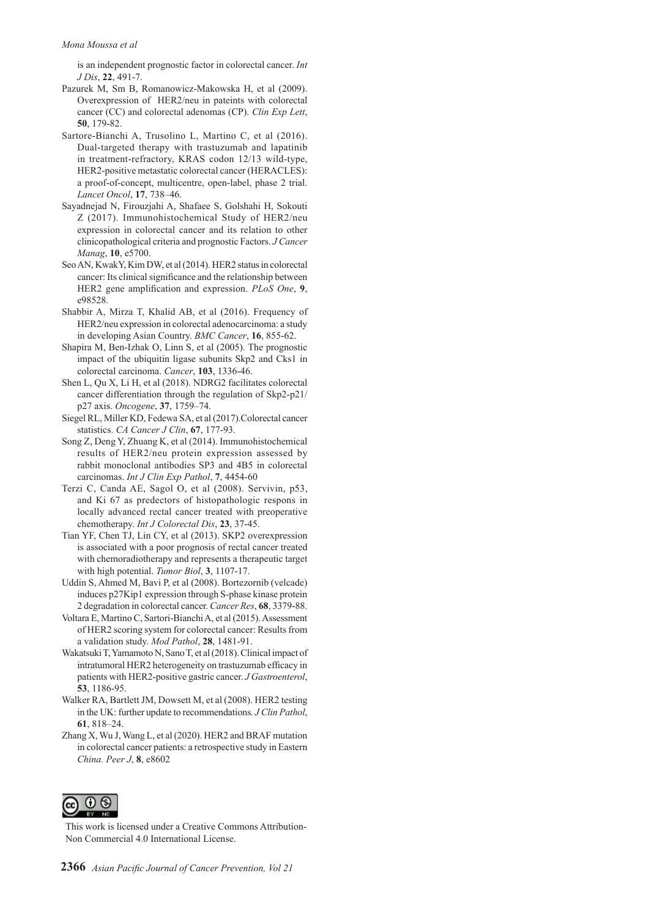is an independent prognostic factor in colorectal cancer. *Int J Dis*, **22**, 491-7.

Pazurek M, Sm B, Romanowicz-Makowska H, et al (2009). Overexpression of HER2/neu in pateints with colorectal cancer (CC) and colorectal adenomas (CP). *Clin Exp Lett*, **50**, 179-82.

Sartore-Bianchi A, Trusolino L, Martino C, et al (2016). Dual-targeted therapy with trastuzumab and lapatinib in treatment-refractory, KRAS codon 12/13 wild-type, HER2-positive metastatic colorectal cancer (HERACLES): a proof-of-concept, multicentre, open-label, phase 2 trial. *Lancet Oncol*, **17**, 738–46.

Sayadnejad N, Firouzjahi A, Shafaee S, Golshahi H, Sokouti Z (2017). Immunohistochemical Study of HER2/neu expression in colorectal cancer and its relation to other clinicopathological criteria and prognostic Factors. *J Cancer Manag*, **10**, e5700.

Seo AN, KwakY, Kim DW, et al (2014). HER2 status in colorectal cancer: Its clinical significance and the relationship between HER2 gene amplification and expression. *PLoS One*, **9**, e98528.

Shabbir A, Mirza T, Khalid AB, et al (2016). Frequency of HER2/neu expression in colorectal adenocarcinoma: a study in developing Asian Country. *BMC Cancer*, **16**, 855-62.

Shapira M, Ben-Izhak O, Linn S, et al (2005). The prognostic impact of the ubiquitin ligase subunits Skp2 and Cks1 in colorectal carcinoma. *Cancer*, **103**, 1336-46.

Shen L, Qu X, Li H, et al (2018). NDRG2 facilitates colorectal cancer differentiation through the regulation of Skp2-p21/p27 axis. *Oncogene*, **37**, 1759–74.

Siegel RL, Miller KD, Fedewa SA, et al (2017).Colorectal cancer statistics. *CA Cancer J Clin*, **67**, 177-93.

Song Z, Deng Y, Zhuang K, et al (2014). Immunohistochemical results of HER2/neu protein expression assessed by rabbit monoclonal antibodies SP3 and 4B5 in colorectal carcinomas. *Int J Clin Exp Pathol*, **7**, 4454-60

Terzi C, Canda AE, Sagol O, et al (2008). Servivin, p53, and Ki 67 as predectors of histopathologic respons in locally advanced rectal cancer treated with preoperative chemotherapy. *Int J Colorectal Dis*, **23**, 37-45.

Tian YF, Chen TJ, Lin CY, et al (2013). SKP2 overexpression is associated with a poor prognosis of rectal cancer treated with chemoradiotherapy and represents a therapeutic target with high potential. *Tumor Biol*, **3**, 1107-17.

Uddin S, Ahmed M, Bavi P, et al (2008). Bortezornib (velcade) induces p27Kip1 expression through S-phase kinase protein 2 degradation in colorectal cancer. *Cancer Res*, **68**, 3379-88.

Voltara E, Martino C, Sartori-Bianchi A, et al (2015). Assessment of HER2 scoring system for colorectal cancer: Results from a validation study. *Mod Pathol*, **28**, 1481-91.

Wakatsuki T, Yamamoto N, Sano T, et al (2018). Clinical impact of intratumoral HER2 heterogeneity on trastuzumab efficacy in patients with HER2-positive gastric cancer. *J Gastroenterol*, **53**, 1186-95.

Walker RA, Bartlett JM, Dowsett M, et al (2008). HER2 testing in the UK: further update to recommendations. *J Clin Pathol*, **61**, 818–24.

Zhang X, Wu J, Wang L, et al (2020). HER2 and BRAF mutation in colorectal cancer patients: a retrospective study in Eastern China. *Peer J*, **8**, e8602

This work is licensed under a Creative Commons Attribution-Non Commercial 4.0 International License.